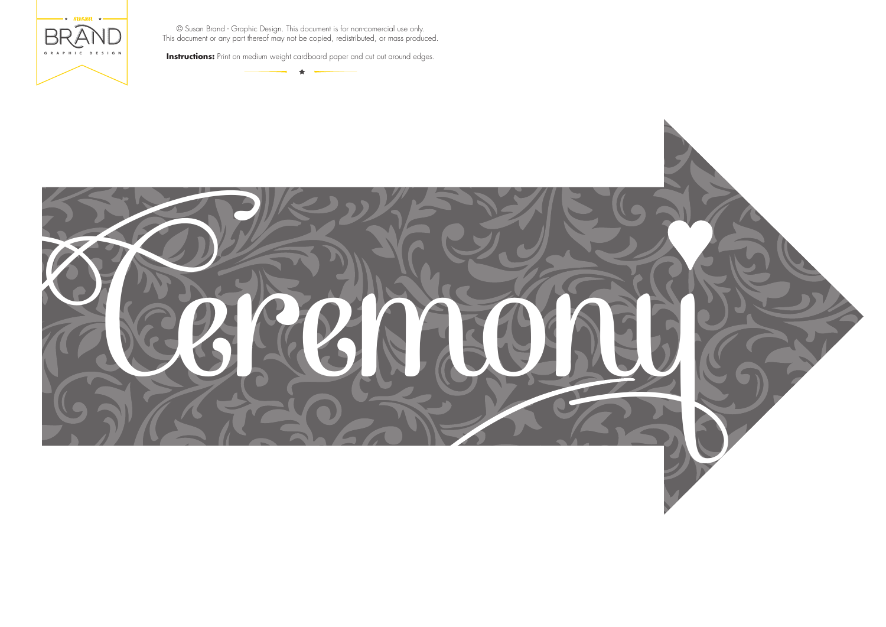susan

BRAND

GRAPHIC DESIGN

© Susan Brand - Graphic Design. This document is for non-comercial use only.
This document or any part thereof may not be copied, redistributed, or mass produced.

**Instructions:** Print on medium weight cardboard paper and cut out around edges.

Ceremony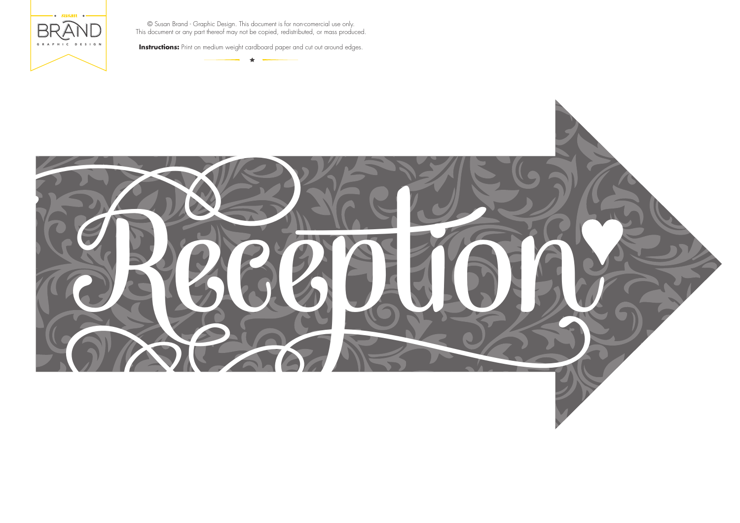susan BRAND GRAPHIC DESIGN

© Susan Brand - Graphic Design. This document is for non-comercial use only.
This document or any part thereof may not be copied, redistributed, or mass produced.

**Instructions:** Print on medium weight cardboard paper and cut out around edges.

# Reception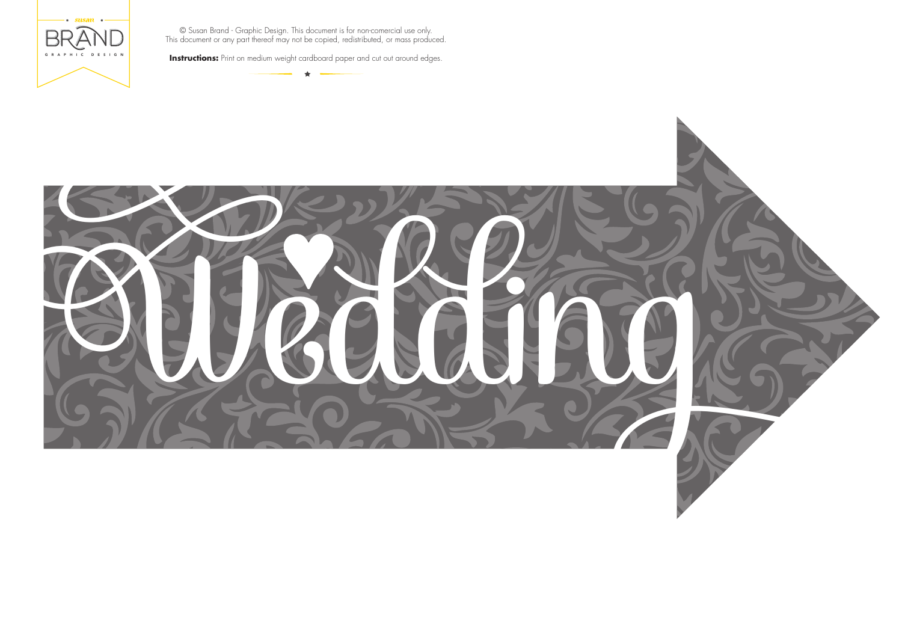susan

BRAND

GRAPHIC DESIGN

© Susan Brand - Graphic Design. This document is for non-comercial use only.
This document or any part thereof may not be copied, redistributed, or mass produced.

**Instructions:** Print on medium weight cardboard paper and cut out around edges.

Wedding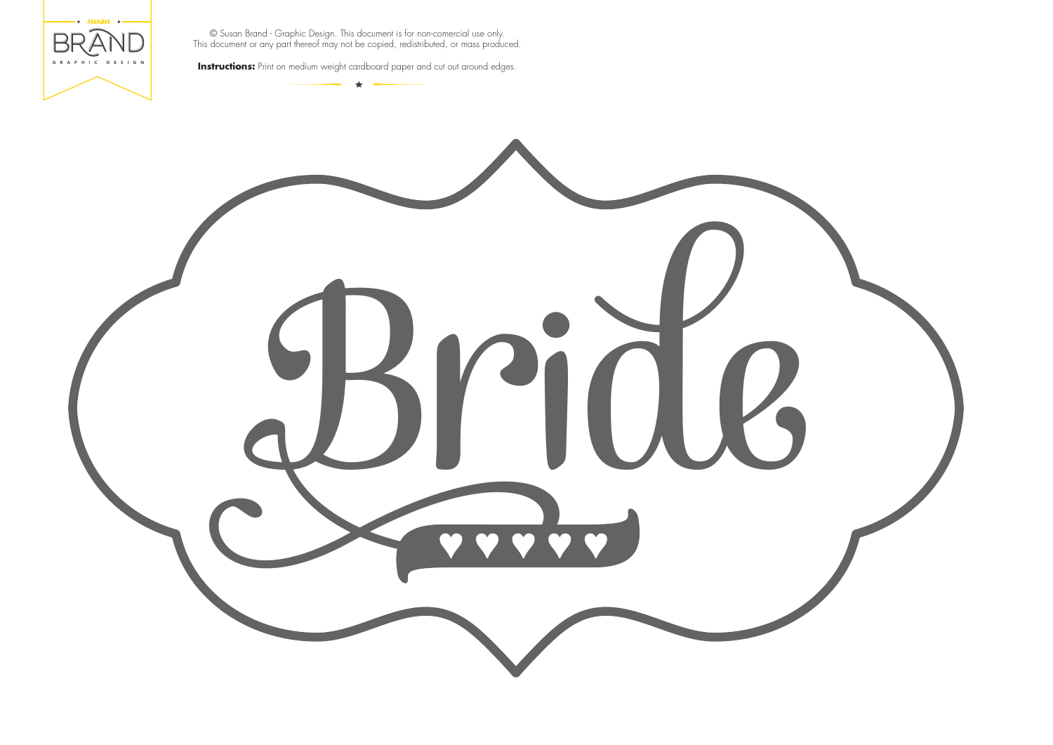susan BRAND GRAPHIC DESIGN

© Susan Brand - Graphic Design. This document is for non-comercial use only.
This document or any part thereof may not be copied, redistributed, or mass produced.

**Instructions:** Print on medium weight cardboard paper and cut out around edges.

Bride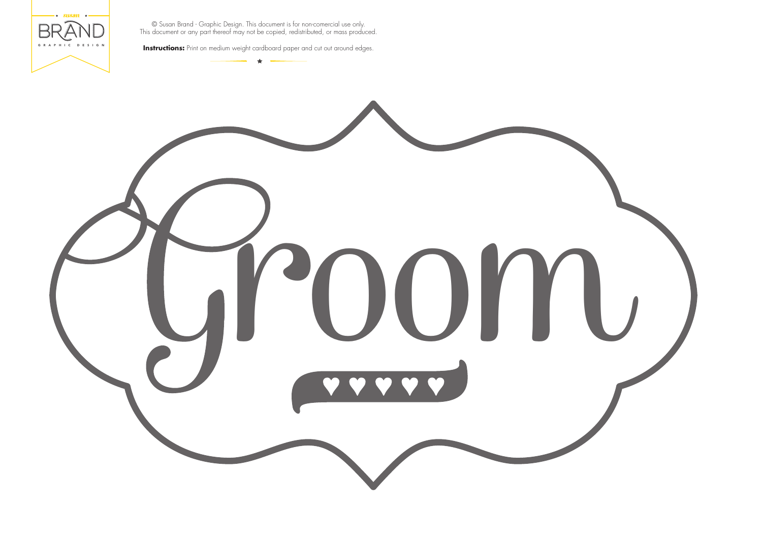susan BRAND GRAPHIC DESIGN

© Susan Brand - Graphic Design. This document is for non-comercial use only.
This document or any part thereof may not be copied, redistributed, or mass produced.

**Instructions:** Print on medium weight cardboard paper and cut out around edges.

# Groom

♥ ♥ ♥ ♥ ♥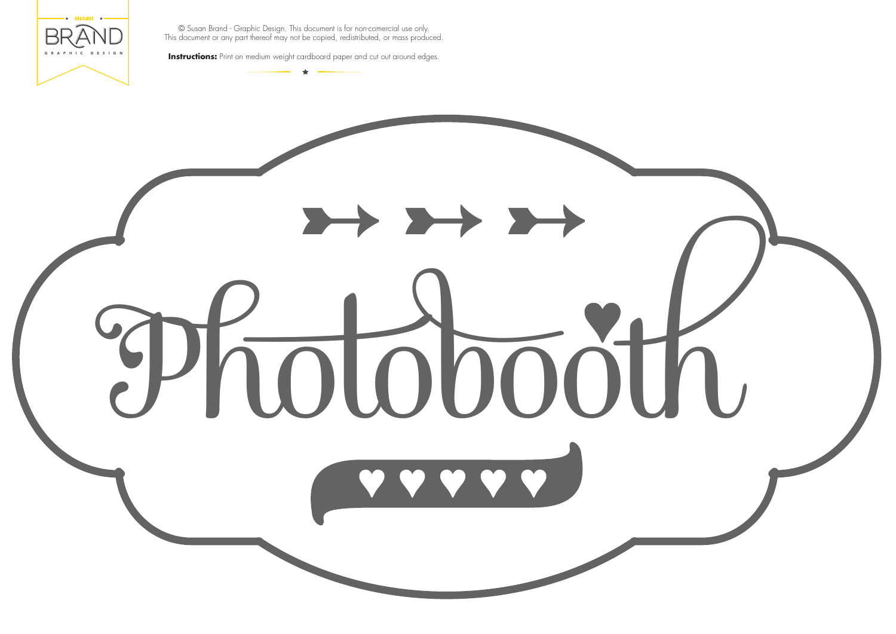susan

BRAND

GRAPHIC DESIGN

© Susan Brand - Graphic Design. This document is for non-comercial use only.
This document or any part thereof may not be copied, redistributed, or mass produced.

**Instructions:** Print on medium weight cardboard paper and cut out around edges.

Photobooth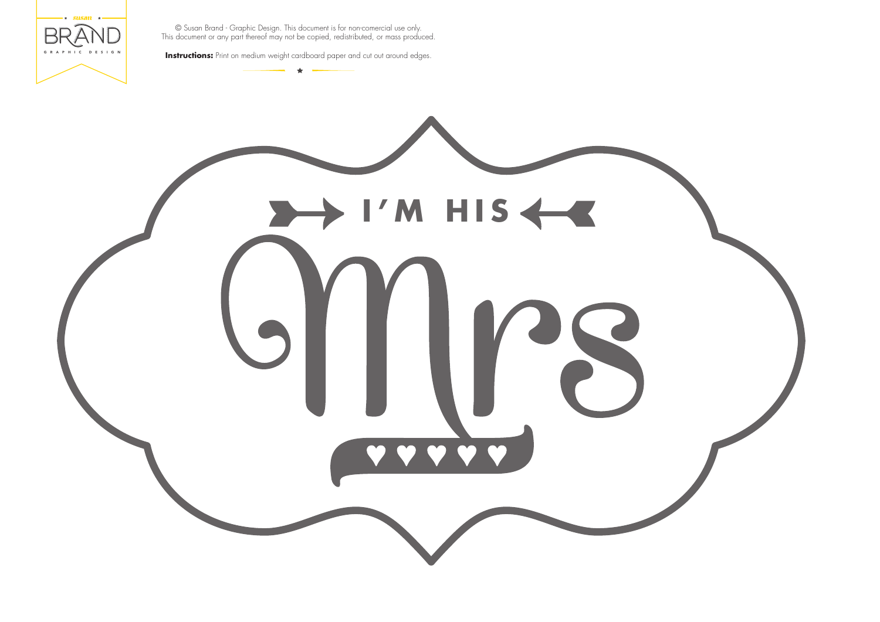susan BRAND GRAPHIC DESIGN

© Susan Brand - Graphic Design. This document is for non-comercial use only.
This document or any part thereof may not be copied, redistributed, or mass produced.

**Instructions:** Print on medium weight cardboard paper and cut out around edges.

I'M HIS

Mrs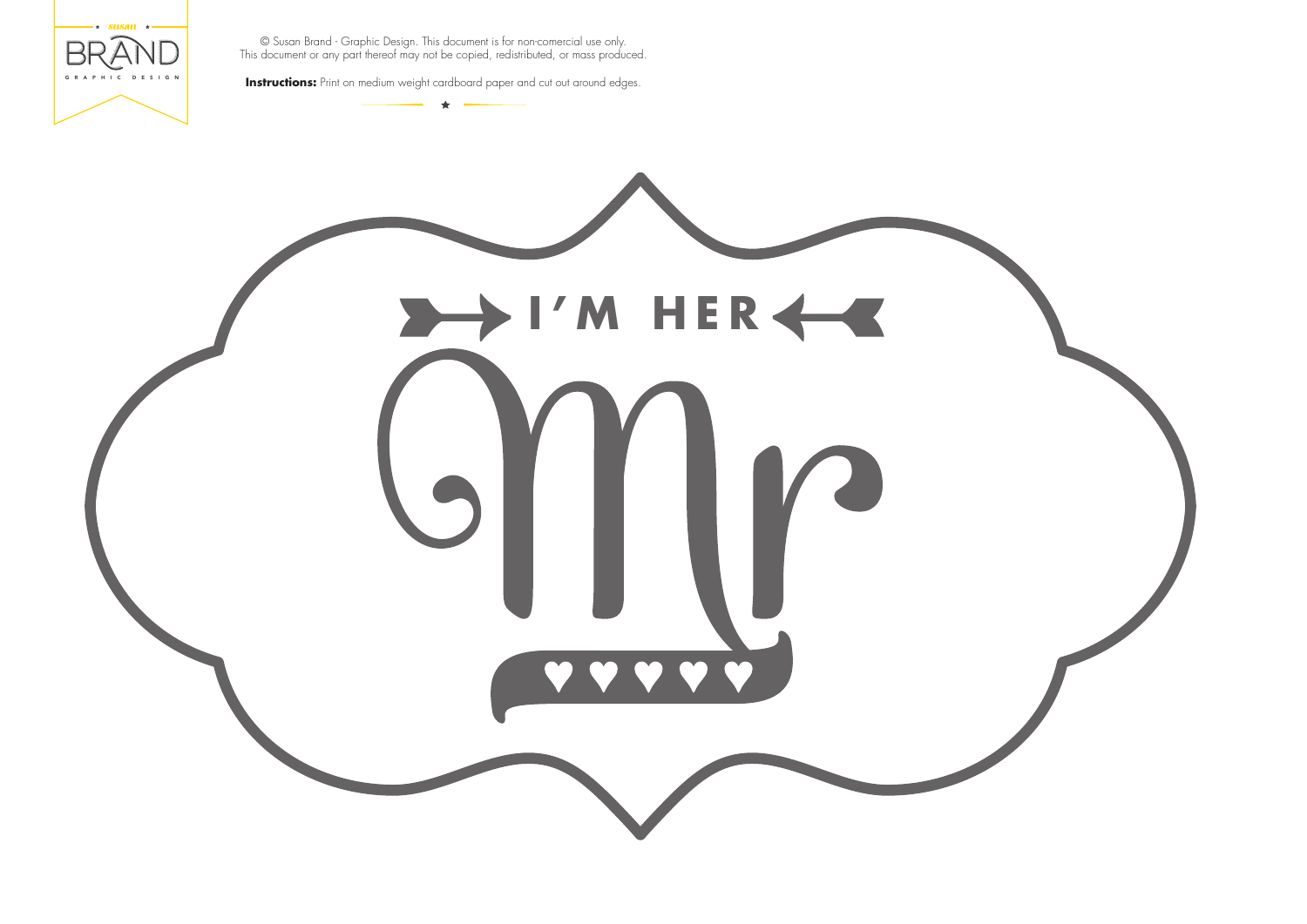© Susan Brand - Graphic Design. This document is for non-comercial use only.
This document or any part thereof may not be copied, redistributed, or mass produced.

**Instructions:** Print on medium weight cardboard paper and cut out around edges.

I'M HER

Mr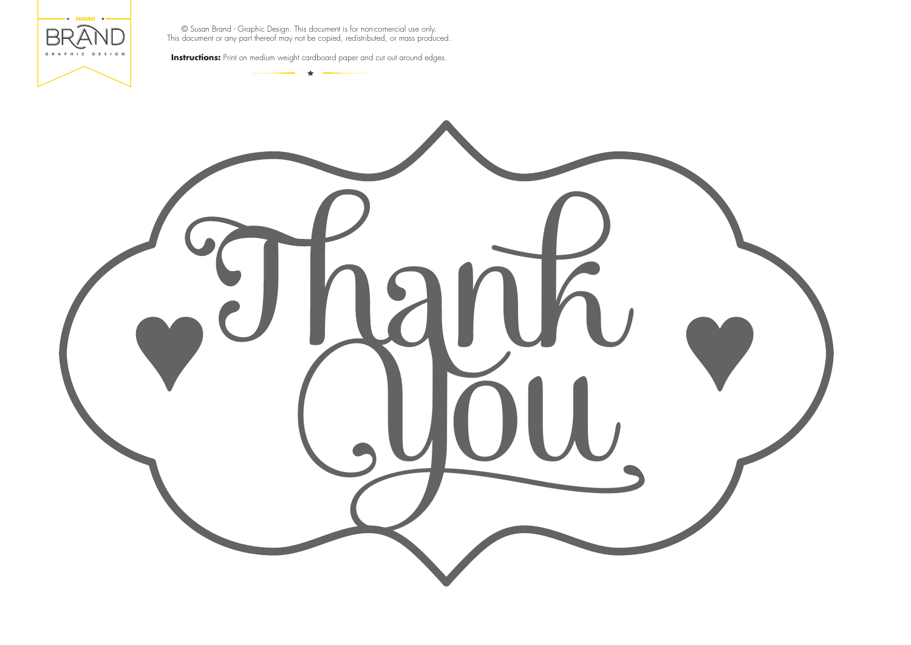© Susan Brand - Graphic Design. This document is for non-comercial use only.
This document or any part thereof may not be copied, redistributed, or mass produced.

**Instructions:** Print on medium weight cardboard paper and cut out around edges.

Thank You